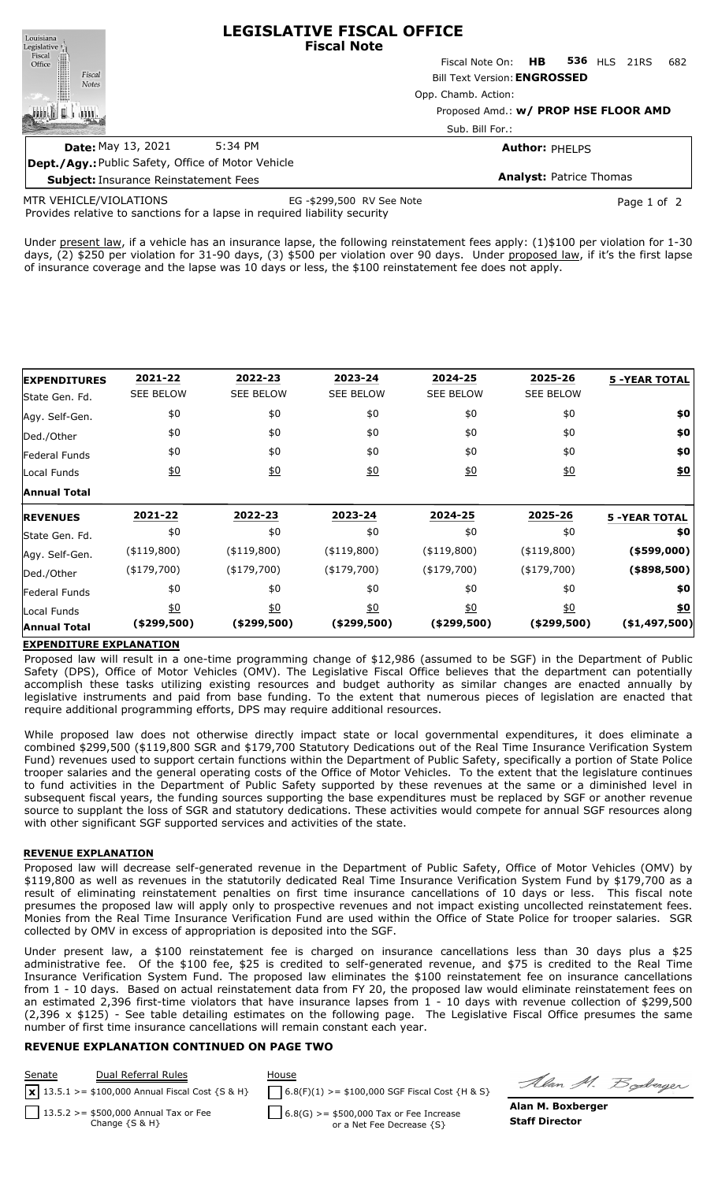# LEGISLATIVE FISCAL OFFICE
## Fiscal Note

Louisiana Legislative Fiscal Office — Fiscal Notes

Fiscal Note On: **HB 536** HLS 21RS 682

Bill Text Version: **ENGROSSED**

Opp. Chamb. Action:

Proposed Amd.: **w/ PROP HSE FLOOR AMD**

Sub. Bill For.:

**Date:** May 13, 2021 5:34 PM

**Author:** PHELPS

**Dept./Agy.:** Public Safety, Office of Motor Vehicle

**Subject:** Insurance Reinstatement Fees

**Analyst:** Patrice Thomas

MTR VEHICLE/VIOLATIONS EG -$299,500 RV See Note

Provides relative to sanctions for a lapse in required liability security

Under present law, if a vehicle has an insurance lapse, the following reinstatement fees apply: (1)$100 per violation for 1-30 days, (2) $250 per violation for 31-90 days, (3) $500 per violation over 90 days. Under proposed law, if it's the first lapse of insurance coverage and the lapse was 10 days or less, the $100 reinstatement fee does not apply.

| **EXPENDITURES** | **2021-22** | **2022-23** | **2023-24** | **2024-25** | **2025-26** | **5 -YEAR TOTAL** |
|---|---|---|---|---|---|---|
| State Gen. Fd. | SEE BELOW | SEE BELOW | SEE BELOW | SEE BELOW | SEE BELOW | |
| Agy. Self-Gen. | $0 | $0 | $0 | $0 | $0 | **$0** |
| Ded./Other | $0 | $0 | $0 | $0 | $0 | **$0** |
| Federal Funds | $0 | $0 | $0 | $0 | $0 | **$0** |
| Local Funds | $0 | $0 | $0 | $0 | $0 | **$0** |
| **Annual Total** | | | | | | |
| **REVENUES** | **2021-22** | **2022-23** | **2023-24** | **2024-25** | **2025-26** | **5 -YEAR TOTAL** |
| State Gen. Fd. | $0 | $0 | $0 | $0 | $0 | **$0** |
| Agy. Self-Gen. | ($119,800) | ($119,800) | ($119,800) | ($119,800) | ($119,800) | **($599,000)** |
| Ded./Other | ($179,700) | ($179,700) | ($179,700) | ($179,700) | ($179,700) | **($898,500)** |
| Federal Funds | $0 | $0 | $0 | $0 | $0 | **$0** |
| Local Funds | $0 | $0 | $0 | $0 | $0 | **$0** |
| **Annual Total** | **($299,500)** | **($299,500)** | **($299,500)** | **($299,500)** | **($299,500)** | **($1,497,500)** |

## EXPENDITURE EXPLANATION

Proposed law will result in a one-time programming change of $12,986 (assumed to be SGF) in the Department of Public Safety (DPS), Office of Motor Vehicles (OMV). The Legislative Fiscal Office believes that the department can potentially accomplish these tasks utilizing existing resources and budget authority as similar changes are enacted annually by legislative instruments and paid from base funding. To the extent that numerous pieces of legislation are enacted that require additional programming efforts, DPS may require additional resources.

While proposed law does not otherwise directly impact state or local governmental expenditures, it does eliminate a combined $299,500 ($119,800 SGR and $179,700 Statutory Dedications out of the Real Time Insurance Verification System Fund) revenues used to support certain functions within the Department of Public Safety, specifically a portion of State Police trooper salaries and the general operating costs of the Office of Motor Vehicles. To the extent that the legislature continues to fund activities in the Department of Public Safety supported by these revenues at the same or a diminished level in subsequent fiscal years, the funding sources supporting the base expenditures must be replaced by SGF or another revenue source to supplant the loss of SGR and statutory dedications. These activities would compete for annual SGF resources along with other significant SGF supported services and activities of the state.

## REVENUE EXPLANATION

Proposed law will decrease self-generated revenue in the Department of Public Safety, Office of Motor Vehicles (OMV) by $119,800 as well as revenues in the statutorily dedicated Real Time Insurance Verification System Fund by $179,700 as a result of eliminating reinstatement penalties on first time insurance cancellations of 10 days or less. This fiscal note presumes the proposed law will apply only to prospective revenues and not impact existing uncollected reinstatement fees. Monies from the Real Time Insurance Verification Fund are used within the Office of State Police for trooper salaries. SGR collected by OMV in excess of appropriation is deposited into the SGF.

Under present law, a $100 reinstatement fee is charged on insurance cancellations less than 30 days plus a $25 administrative fee. Of the $100 fee, $25 is credited to self-generated revenue, and $75 is credited to the Real Time Insurance Verification System Fund. The proposed law eliminates the $100 reinstatement fee on insurance cancellations from 1 - 10 days. Based on actual reinstatement data from FY 20, the proposed law would eliminate reinstatement fees on an estimated 2,396 first-time violators that have insurance lapses from 1 - 10 days with revenue collection of $299,500 (2,396 x $125) - See table detailing estimates on the following page. The Legislative Fiscal Office presumes the same number of first time insurance cancellations will remain constant each year.

## REVENUE EXPLANATION CONTINUED ON PAGE TWO

| Senate | Dual Referral Rules | House | |
|---|---|---|---|
| [x] | 13.5.1 >= $100,000 Annual Fiscal Cost {S & H} | [ ] | 6.8(F)(1) >= $100,000 SGF Fiscal Cost {H & S} |
| [ ] | 13.5.2 >= $500,000 Annual Tax or Fee Change {S & H} | [ ] | 6.8(G) >= $500,000 Tax or Fee Increase or a Net Fee Decrease {S} |

**Alan M. Boxberger**
**Staff Director**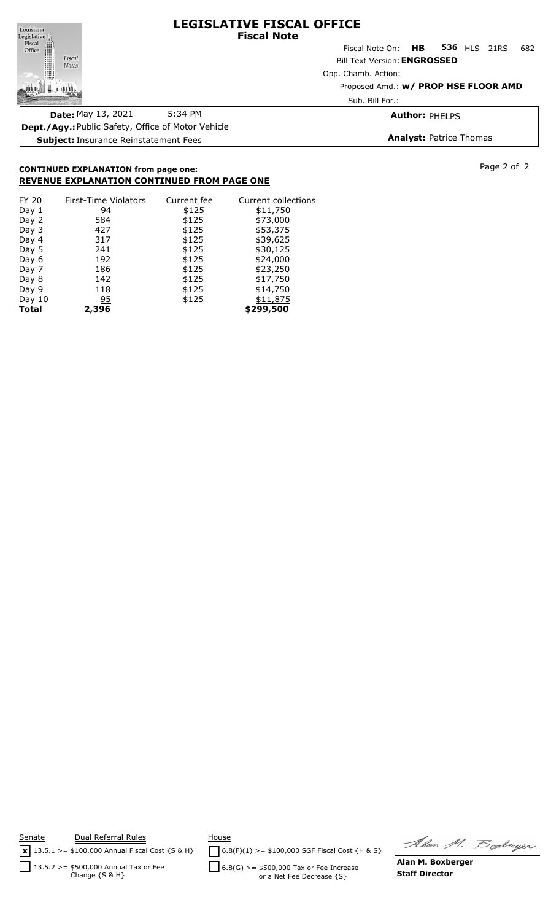# LEGISLATIVE FISCAL OFFICE
**Fiscal Note**

Fiscal Note On: **HB 536** HLS 21RS 682

Bill Text Version: **ENGROSSED**

Opp. Chamb. Action:

Proposed Amd.: **w/ PROP HSE FLOOR AMD**

Sub. Bill For.:

**Date:** May 13, 2021 5:34 PM

**Author:** PHELPS

**Dept./Agy.:** Public Safety, Office of Motor Vehicle

**Subject:** Insurance Reinstatement Fees

**Analyst:** Patrice Thomas

**CONTINUED EXPLANATION from page one:**

**REVENUE EXPLANATION CONTINUED FROM PAGE ONE**

| FY 20 | First-Time Violators | Current fee | Current collections |
|---|---|---|---|
| Day 1 | 94 | $125 | $11,750 |
| Day 2 | 584 | $125 | $73,000 |
| Day 3 | 427 | $125 | $53,375 |
| Day 4 | 317 | $125 | $39,625 |
| Day 5 | 241 | $125 | $30,125 |
| Day 6 | 192 | $125 | $24,000 |
| Day 7 | 186 | $125 | $23,250 |
| Day 8 | 142 | $125 | $17,750 |
| Day 9 | 118 | $125 | $14,750 |
| Day 10 | 95 | $125 | $11,875 |
| **Total** | **2,396** | | **$299,500** |

| Senate | Dual Referral Rules | House |
|---|---|---|
| [x] | 13.5.1 >= $100,000 Annual Fiscal Cost {S & H} | [ ] 6.8(F)(1) >= $100,000 SGF Fiscal Cost {H & S} |
| [ ] | 13.5.2 >= $500,000 Annual Tax or Fee Change {S & H} | [ ] 6.8(G) >= $500,000 Tax or Fee Increase or a Net Fee Decrease {S} |

**Alan M. Boxberger**
**Staff Director**